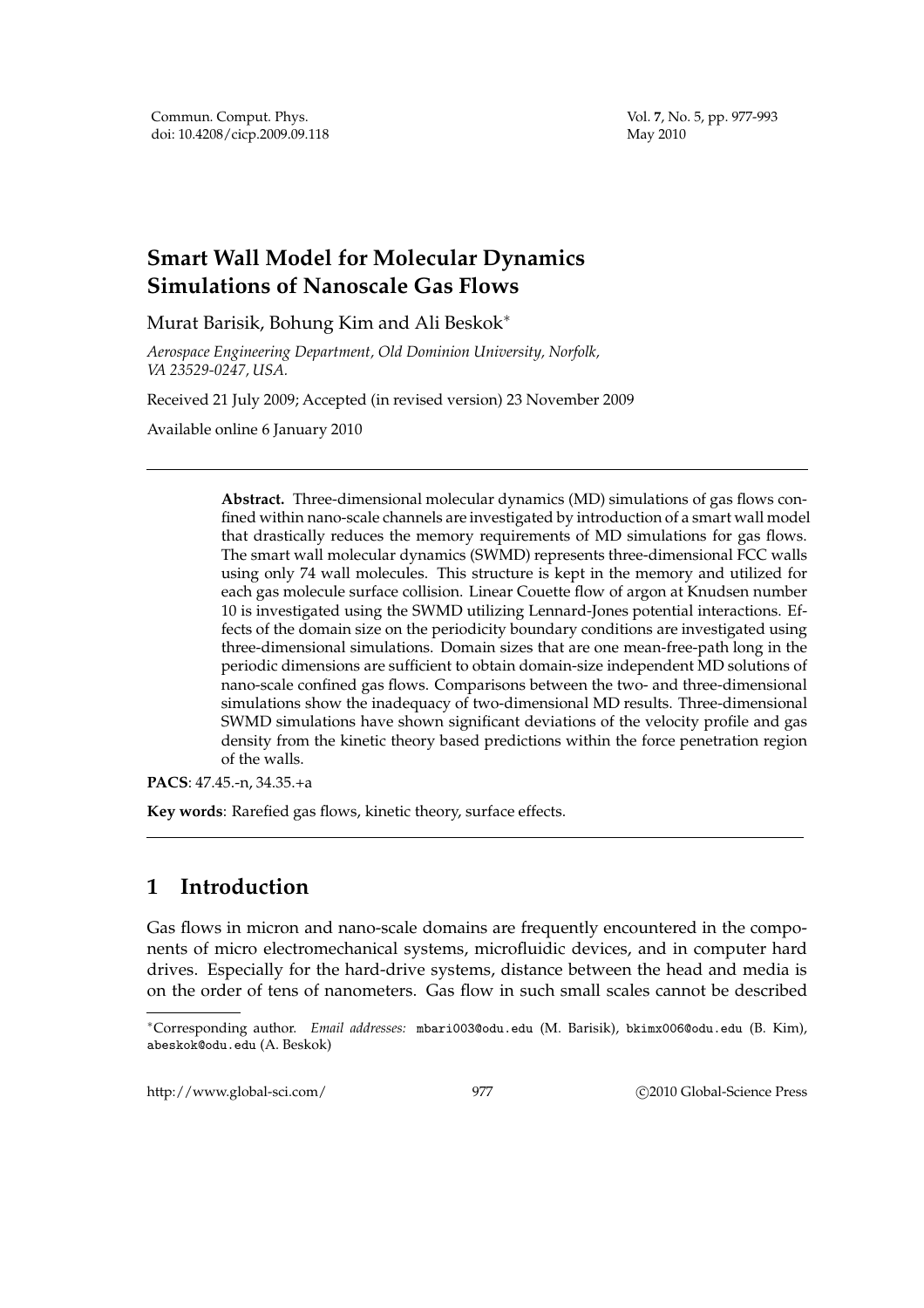# Smart Wall Model for Molecular Dynamics Simulations of Nanoscale Gas Flows

Murat Barisik, Bohung Kim and Ali Beskok*

*Aerospace Engineering Department, Old Dominion University, Norfolk, VA 23529-0247, USA.*

Received 21 July 2009; Accepted (in revised version) 23 November 2009

Available online 6 January 2010

---

**Abstract.** Three-dimensional molecular dynamics (MD) simulations of gas flows confined within nano-scale channels are investigated by introduction of a smart wall model that drastically reduces the memory requirements of MD simulations for gas flows. The smart wall molecular dynamics (SWMD) represents three-dimensional FCC walls using only 74 wall molecules. This structure is kept in the memory and utilized for each gas molecule surface collision. Linear Couette flow of argon at Knudsen number 10 is investigated using the SWMD utilizing Lennard-Jones potential interactions. Effects of the domain size on the periodicity boundary conditions are investigated using three-dimensional simulations. Domain sizes that are one mean-free-path long in the periodic dimensions are sufficient to obtain domain-size independent MD solutions of nano-scale confined gas flows. Comparisons between the two- and three-dimensional simulations show the inadequacy of two-dimensional MD results. Three-dimensional SWMD simulations have shown significant deviations of the velocity profile and gas density from the kinetic theory based predictions within the force penetration region of the walls.

**PACS**: 47.45.-n, 34.35.+a

**Key words**: Rarefied gas flows, kinetic theory, surface effects.

---

## 1 Introduction

Gas flows in micron and nano-scale domains are frequently encountered in the components of micro electromechanical systems, microfluidic devices, and in computer hard drives. Especially for the hard-drive systems, distance between the head and media is on the order of tens of nanometers. Gas flow in such small scales cannot be described

---

*Corresponding author. *Email addresses:* mbari003@odu.edu (M. Barisik), bkimx006@odu.edu (B. Kim), abeskok@odu.edu (A. Beskok)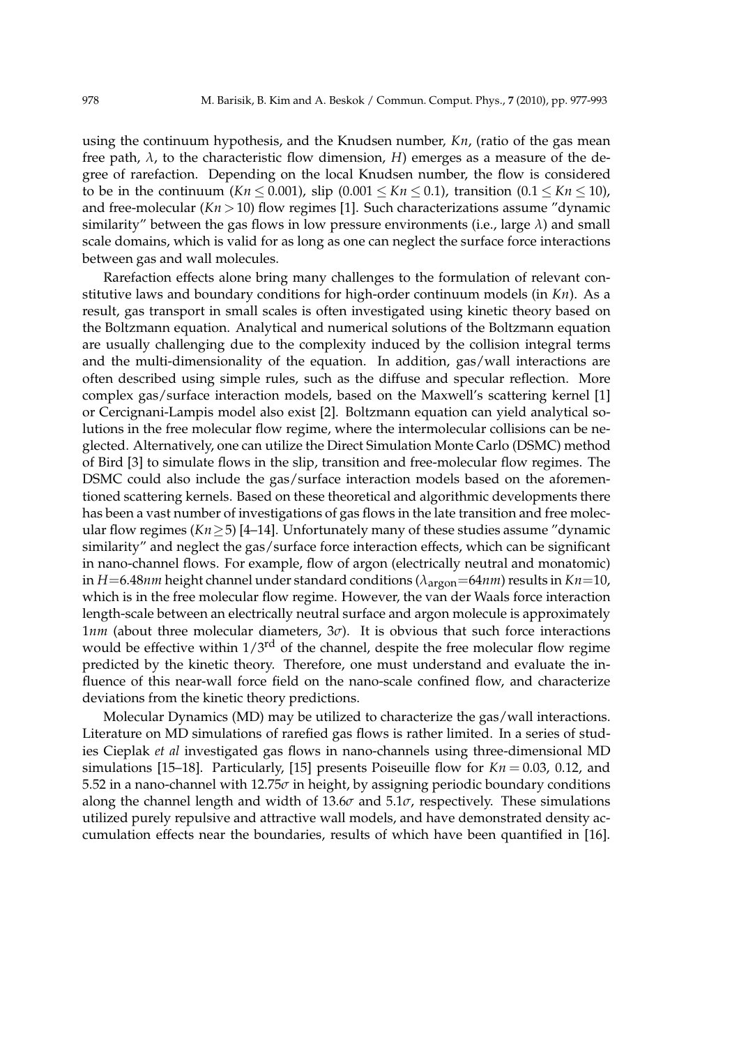using the continuum hypothesis, and the Knudsen number, $Kn$, (ratio of the gas mean free path, $\lambda$, to the characteristic flow dimension, $H$) emerges as a measure of the degree of rarefaction. Depending on the local Knudsen number, the flow is considered to be in the continuum ($Kn \leq 0.001$), slip ($0.001 \leq Kn \leq 0.1$), transition ($0.1 \leq Kn \leq 10$), and free-molecular ($Kn > 10$) flow regimes [1]. Such characterizations assume "dynamic similarity" between the gas flows in low pressure environments (i.e., large $\lambda$) and small scale domains, which is valid for as long as one can neglect the surface force interactions between gas and wall molecules.

Rarefaction effects alone bring many challenges to the formulation of relevant constitutive laws and boundary conditions for high-order continuum models (in $Kn$). As a result, gas transport in small scales is often investigated using kinetic theory based on the Boltzmann equation. Analytical and numerical solutions of the Boltzmann equation are usually challenging due to the complexity induced by the collision integral terms and the multi-dimensionality of the equation. In addition, gas/wall interactions are often described using simple rules, such as the diffuse and specular reflection. More complex gas/surface interaction models, based on the Maxwell's scattering kernel [1] or Cercignani-Lampis model also exist [2]. Boltzmann equation can yield analytical solutions in the free molecular flow regime, where the intermolecular collisions can be neglected. Alternatively, one can utilize the Direct Simulation Monte Carlo (DSMC) method of Bird [3] to simulate flows in the slip, transition and free-molecular flow regimes. The DSMC could also include the gas/surface interaction models based on the aforementioned scattering kernels. Based on these theoretical and algorithmic developments there has been a vast number of investigations of gas flows in the late transition and free molecular flow regimes ($Kn \geq 5$) [4–14]. Unfortunately many of these studies assume "dynamic similarity" and neglect the gas/surface force interaction effects, which can be significant in nano-channel flows. For example, flow of argon (electrically neutral and monatomic) in $H=6.48nm$ height channel under standard conditions ($\lambda_{\text{argon}}=64nm$) results in $Kn=10$, which is in the free molecular flow regime. However, the van der Waals force interaction length-scale between an electrically neutral surface and argon molecule is approximately $1nm$ (about three molecular diameters, $3\sigma$). It is obvious that such force interactions would be effective within $1/3^{\text{rd}}$ of the channel, despite the free molecular flow regime predicted by the kinetic theory. Therefore, one must understand and evaluate the influence of this near-wall force field on the nano-scale confined flow, and characterize deviations from the kinetic theory predictions.

Molecular Dynamics (MD) may be utilized to characterize the gas/wall interactions. Literature on MD simulations of rarefied gas flows is rather limited. In a series of studies Cieplak *et al* investigated gas flows in nano-channels using three-dimensional MD simulations [15–18]. Particularly, [15] presents Poiseuille flow for $Kn = 0.03$, 0.12, and 5.52 in a nano-channel with $12.75\sigma$ in height, by assigning periodic boundary conditions along the channel length and width of $13.6\sigma$ and $5.1\sigma$, respectively. These simulations utilized purely repulsive and attractive wall models, and have demonstrated density accumulation effects near the boundaries, results of which have been quantified in [16].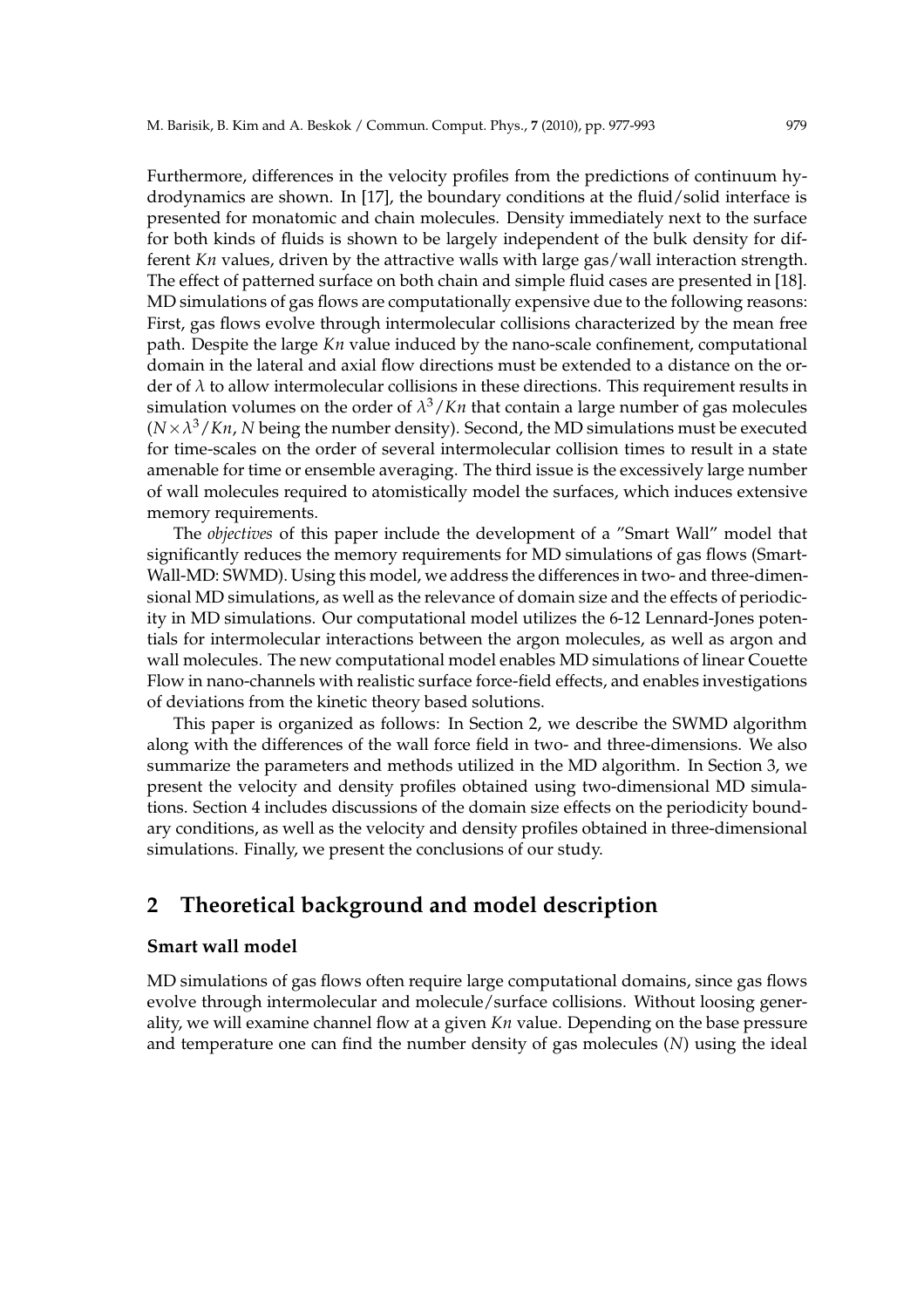Furthermore, differences in the velocity profiles from the predictions of continuum hydrodynamics are shown. In [17], the boundary conditions at the fluid/solid interface is presented for monatomic and chain molecules. Density immediately next to the surface for both kinds of fluids is shown to be largely independent of the bulk density for different *Kn* values, driven by the attractive walls with large gas/wall interaction strength. The effect of patterned surface on both chain and simple fluid cases are presented in [18]. MD simulations of gas flows are computationally expensive due to the following reasons: First, gas flows evolve through intermolecular collisions characterized by the mean free path. Despite the large *Kn* value induced by the nano-scale confinement, computational domain in the lateral and axial flow directions must be extended to a distance on the order of $\lambda$ to allow intermolecular collisions in these directions. This requirement results in simulation volumes on the order of $\lambda^3/Kn$ that contain a large number of gas molecules ($N \times \lambda^3/Kn$, $N$ being the number density). Second, the MD simulations must be executed for time-scales on the order of several intermolecular collision times to result in a state amenable for time or ensemble averaging. The third issue is the excessively large number of wall molecules required to atomistically model the surfaces, which induces extensive memory requirements.

The *objectives* of this paper include the development of a "Smart Wall" model that significantly reduces the memory requirements for MD simulations of gas flows (Smart-Wall-MD: SWMD). Using this model, we address the differences in two- and three-dimensional MD simulations, as well as the relevance of domain size and the effects of periodicity in MD simulations. Our computational model utilizes the 6-12 Lennard-Jones potentials for intermolecular interactions between the argon molecules, as well as argon and wall molecules. The new computational model enables MD simulations of linear Couette Flow in nano-channels with realistic surface force-field effects, and enables investigations of deviations from the kinetic theory based solutions.

This paper is organized as follows: In Section 2, we describe the SWMD algorithm along with the differences of the wall force field in two- and three-dimensions. We also summarize the parameters and methods utilized in the MD algorithm. In Section 3, we present the velocity and density profiles obtained using two-dimensional MD simulations. Section 4 includes discussions of the domain size effects on the periodicity boundary conditions, as well as the velocity and density profiles obtained in three-dimensional simulations. Finally, we present the conclusions of our study.

## 2 Theoretical background and model description

### Smart wall model

MD simulations of gas flows often require large computational domains, since gas flows evolve through intermolecular and molecule/surface collisions. Without loosing generality, we will examine channel flow at a given *Kn* value. Depending on the base pressure and temperature one can find the number density of gas molecules ($N$) using the ideal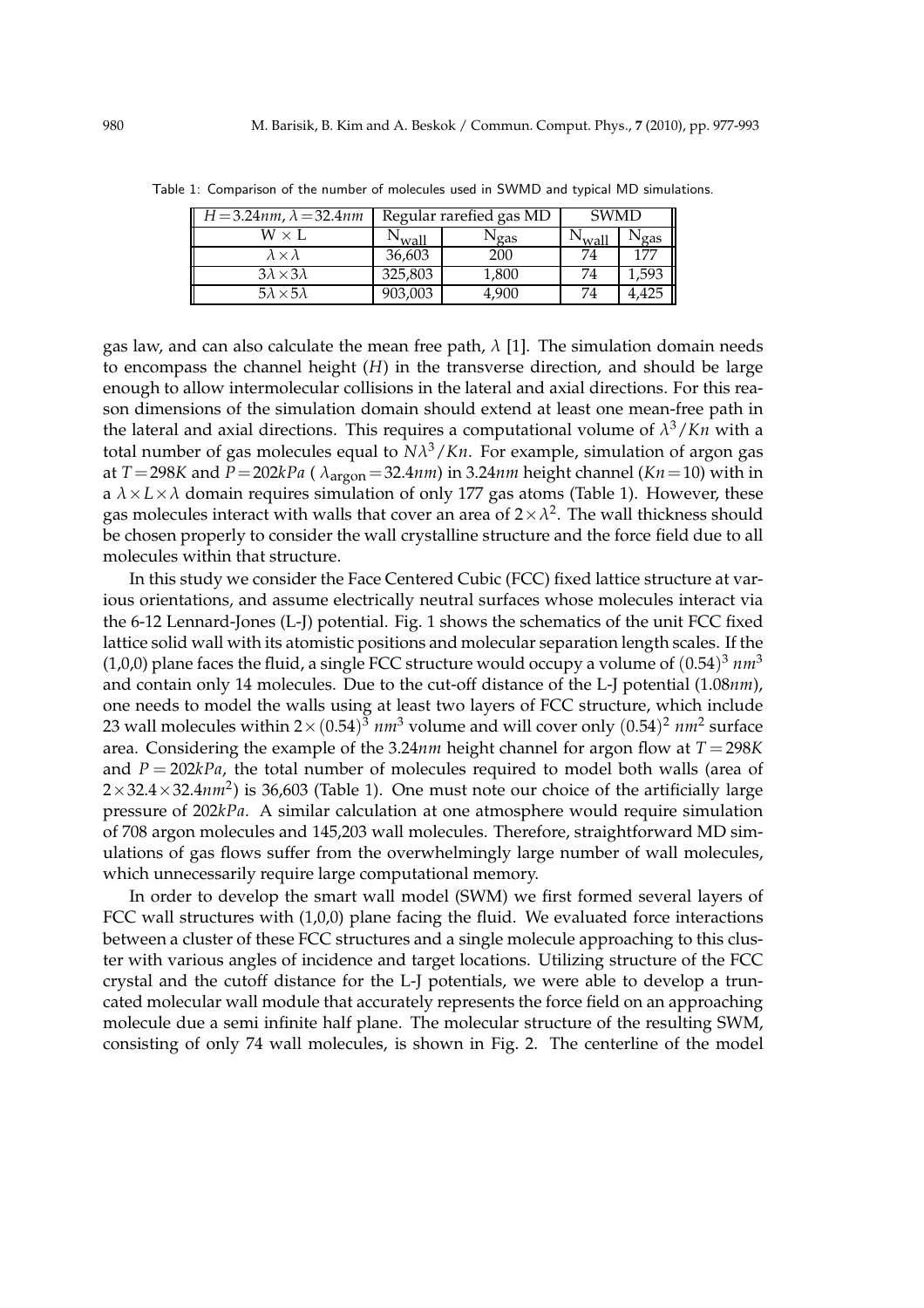Table 1: Comparison of the number of molecules used in SWMD and typical MD simulations.

| $H=3.24nm$, $\lambda=32.4nm$ | Regular rarefied gas MD | | SWMD | |
|---|---|---|---|---|
| W × L | $N_{wall}$ | $N_{gas}$ | $N_{wall}$ | $N_{gas}$ |
| $\lambda \times \lambda$ | 36,603 | 200 | 74 | 177 |
| $3\lambda \times 3\lambda$ | 325,803 | 1,800 | 74 | 1,593 |
| $5\lambda \times 5\lambda$ | 903,003 | 4,900 | 74 | 4,425 |

gas law, and can also calculate the mean free path, $\lambda$ [1]. The simulation domain needs to encompass the channel height ($H$) in the transverse direction, and should be large enough to allow intermolecular collisions in the lateral and axial directions. For this reason dimensions of the simulation domain should extend at least one mean-free path in the lateral and axial directions. This requires a computational volume of $\lambda^3/Kn$ with a total number of gas molecules equal to $N\lambda^3/Kn$. For example, simulation of argon gas at $T=298K$ and $P=202kPa$ ( $\lambda_{argon}=32.4nm$) in $3.24nm$ height channel ($Kn=10$) with in a $\lambda \times L \times \lambda$ domain requires simulation of only 177 gas atoms (Table 1). However, these gas molecules interact with walls that cover an area of $2\times\lambda^2$. The wall thickness should be chosen properly to consider the wall crystalline structure and the force field due to all molecules within that structure.

In this study we consider the Face Centered Cubic (FCC) fixed lattice structure at various orientations, and assume electrically neutral surfaces whose molecules interact via the 6-12 Lennard-Jones (L-J) potential. Fig. 1 shows the schematics of the unit FCC fixed lattice solid wall with its atomistic positions and molecular separation length scales. If the (1,0,0) plane faces the fluid, a single FCC structure would occupy a volume of $(0.54)^3\ nm^3$ and contain only 14 molecules. Due to the cut-off distance of the L-J potential ($1.08nm$), one needs to model the walls using at least two layers of FCC structure, which include 23 wall molecules within $2\times(0.54)^3\ nm^3$ volume and will cover only $(0.54)^2\ nm^2$ surface area. Considering the example of the $3.24nm$ height channel for argon flow at $T=298K$ and $P=202kPa$, the total number of molecules required to model both walls (area of $2\times 32.4\times 32.4nm^2$) is 36,603 (Table 1). One must note our choice of the artificially large pressure of $202kPa$. A similar calculation at one atmosphere would require simulation of 708 argon molecules and 145,203 wall molecules. Therefore, straightforward MD simulations of gas flows suffer from the overwhelmingly large number of wall molecules, which unnecessarily require large computational memory.

In order to develop the smart wall model (SWM) we first formed several layers of FCC wall structures with (1,0,0) plane facing the fluid. We evaluated force interactions between a cluster of these FCC structures and a single molecule approaching to this cluster with various angles of incidence and target locations. Utilizing structure of the FCC crystal and the cutoff distance for the L-J potentials, we were able to develop a truncated molecular wall module that accurately represents the force field on an approaching molecule due a semi infinite half plane. The molecular structure of the resulting SWM, consisting of only 74 wall molecules, is shown in Fig. 2. The centerline of the model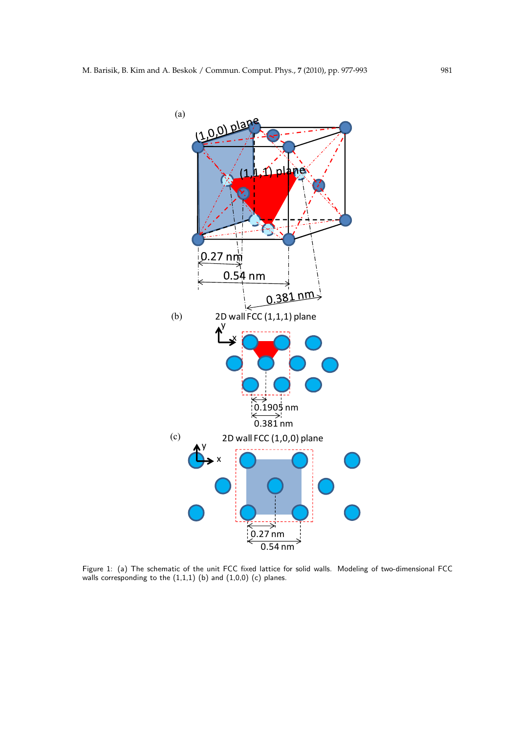Figure 1: (a) The schematic of the unit FCC fixed lattice for solid walls. Modeling of two-dimensional FCC walls corresponding to the (1,1,1) (b) and (1,0,0) (c) planes.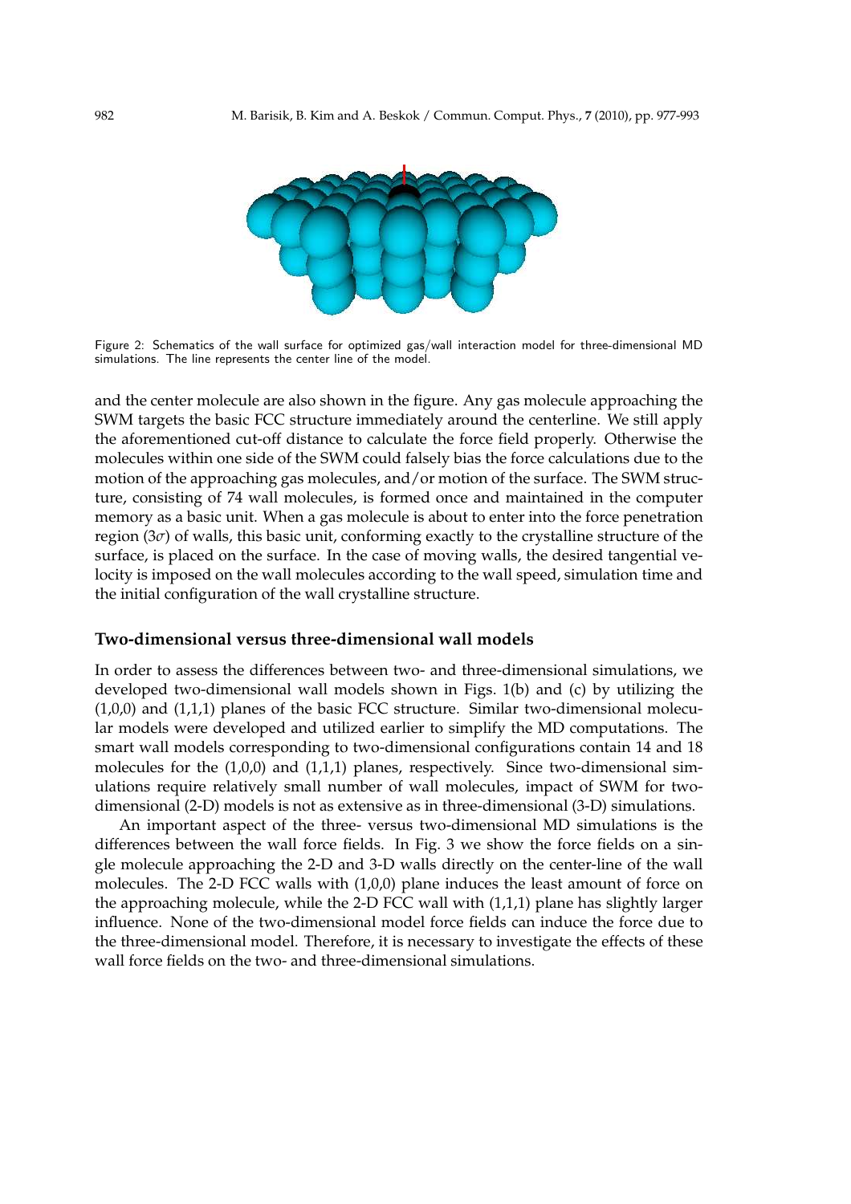Figure 2: Schematics of the wall surface for optimized gas/wall interaction model for three-dimensional MD simulations. The line represents the center line of the model.

and the center molecule are also shown in the figure. Any gas molecule approaching the SWM targets the basic FCC structure immediately around the centerline. We still apply the aforementioned cut-off distance to calculate the force field properly. Otherwise the molecules within one side of the SWM could falsely bias the force calculations due to the motion of the approaching gas molecules, and/or motion of the surface. The SWM structure, consisting of 74 wall molecules, is formed once and maintained in the computer memory as a basic unit. When a gas molecule is about to enter into the force penetration region ($3\sigma$) of walls, this basic unit, conforming exactly to the crystalline structure of the surface, is placed on the surface. In the case of moving walls, the desired tangential velocity is imposed on the wall molecules according to the wall speed, simulation time and the initial configuration of the wall crystalline structure.

### Two-dimensional versus three-dimensional wall models

In order to assess the differences between two- and three-dimensional simulations, we developed two-dimensional wall models shown in Figs. 1(b) and (c) by utilizing the (1,0,0) and (1,1,1) planes of the basic FCC structure. Similar two-dimensional molecular models were developed and utilized earlier to simplify the MD computations. The smart wall models corresponding to two-dimensional configurations contain 14 and 18 molecules for the (1,0,0) and (1,1,1) planes, respectively. Since two-dimensional simulations require relatively small number of wall molecules, impact of SWM for two-dimensional (2-D) models is not as extensive as in three-dimensional (3-D) simulations.

An important aspect of the three- versus two-dimensional MD simulations is the differences between the wall force fields. In Fig. 3 we show the force fields on a single molecule approaching the 2-D and 3-D walls directly on the center-line of the wall molecules. The 2-D FCC walls with (1,0,0) plane induces the least amount of force on the approaching molecule, while the 2-D FCC wall with (1,1,1) plane has slightly larger influence. None of the two-dimensional model force fields can induce the force due to the three-dimensional model. Therefore, it is necessary to investigate the effects of these wall force fields on the two- and three-dimensional simulations.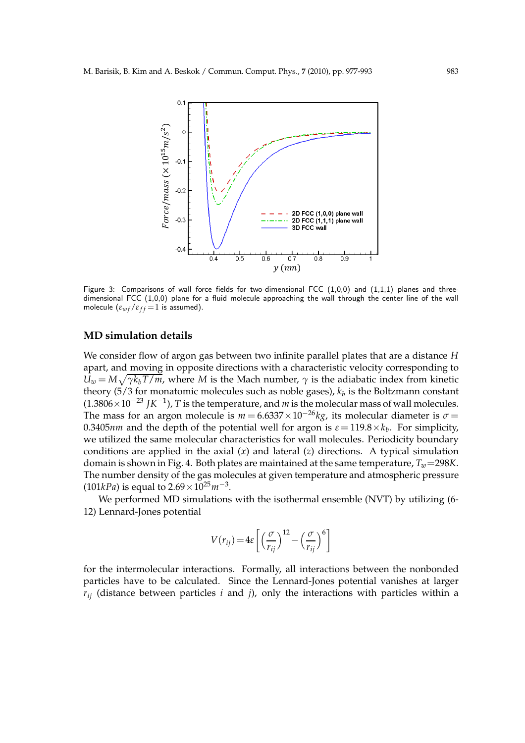Figure 3: Comparisons of wall force fields for two-dimensional FCC (1,0,0) and (1,1,1) planes and three-dimensional FCC (1,0,0) plane for a fluid molecule approaching the wall through the center line of the wall molecule ($\varepsilon_{wf}/\varepsilon_{ff}=1$ is assumed).

## MD simulation details

We consider flow of argon gas between two infinite parallel plates that are a distance $H$ apart, and moving in opposite directions with a characteristic velocity corresponding to $U_w = M\sqrt{\gamma k_b T/m}$, where $M$ is the Mach number, $\gamma$ is the adiabatic index from kinetic theory (5/3 for monatomic molecules such as noble gases), $k_b$ is the Boltzmann constant ($1.3806\times10^{-23}\ JK^{-1}$), $T$ is the temperature, and $m$ is the molecular mass of wall molecules. The mass for an argon molecule is $m=6.6337\times10^{-26}kg$, its molecular diameter is $\sigma=0.3405nm$ and the depth of the potential well for argon is $\varepsilon=119.8\times k_b$. For simplicity, we utilized the same molecular characteristics for wall molecules. Periodicity boundary conditions are applied in the axial ($x$) and lateral ($z$) directions. A typical simulation domain is shown in Fig. 4. Both plates are maintained at the same temperature, $T_w$=298$K$. The number density of the gas molecules at given temperature and atmospheric pressure (101$kPa$) is equal to $2.69\times10^{25}m^{-3}$.

We performed MD simulations with the isothermal ensemble (NVT) by utilizing (6-12) Lennard-Jones potential

$$V(r_{ij})=4\varepsilon\left[\left(\frac{\sigma}{r_{ij}}\right)^{12}-\left(\frac{\sigma}{r_{ij}}\right)^{6}\right]$$

for the intermolecular interactions. Formally, all interactions between the nonbonded particles have to be calculated. Since the Lennard-Jones potential vanishes at larger $r_{ij}$ (distance between particles $i$ and $j$), only the interactions with particles within a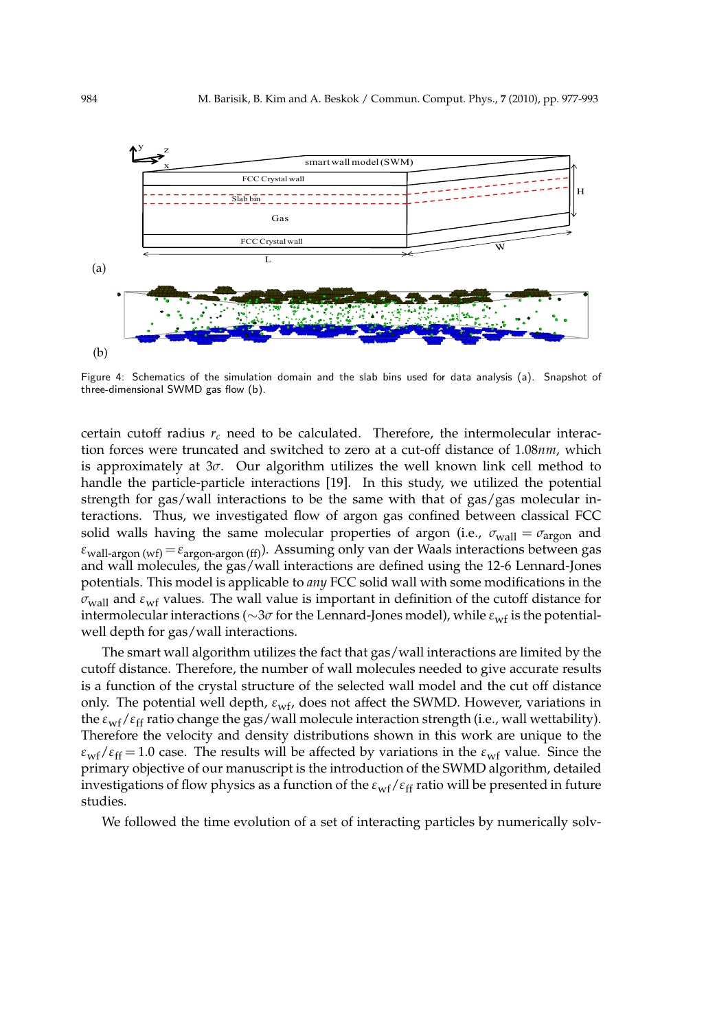Figure 4: Schematics of the simulation domain and the slab bins used for data analysis (a). Snapshot of three-dimensional SWMD gas flow (b).

certain cutoff radius $r_c$ need to be calculated. Therefore, the intermolecular interaction forces were truncated and switched to zero at a cut-off distance of $1.08nm$, which is approximately at $3\sigma$. Our algorithm utilizes the well known link cell method to handle the particle-particle interactions [19]. In this study, we utilized the potential strength for gas/wall interactions to be the same with that of gas/gas molecular interactions. Thus, we investigated flow of argon gas confined between classical FCC solid walls having the same molecular properties of argon (i.e., $\sigma_{\text{wall}} = \sigma_{\text{argon}}$ and $\varepsilon_{\text{wall-argon (wf)}} = \varepsilon_{\text{argon-argon (ff)}}$). Assuming only van der Waals interactions between gas and wall molecules, the gas/wall interactions are defined using the 12-6 Lennard-Jones potentials. This model is applicable to *any* FCC solid wall with some modifications in the $\sigma_{\text{wall}}$ and $\varepsilon_{\text{wf}}$ values. The wall value is important in definition of the cutoff distance for intermolecular interactions ($\sim 3\sigma$ for the Lennard-Jones model), while $\varepsilon_{\text{wf}}$ is the potential-well depth for gas/wall interactions.

The smart wall algorithm utilizes the fact that gas/wall interactions are limited by the cutoff distance. Therefore, the number of wall molecules needed to give accurate results is a function of the crystal structure of the selected wall model and the cut off distance only. The potential well depth, $\varepsilon_{\text{wf}}$, does not affect the SWMD. However, variations in the $\varepsilon_{\text{wf}}/\varepsilon_{\text{ff}}$ ratio change the gas/wall molecule interaction strength (i.e., wall wettability). Therefore the velocity and density distributions shown in this work are unique to the $\varepsilon_{\text{wf}}/\varepsilon_{\text{ff}} = 1.0$ case. The results will be affected by variations in the $\varepsilon_{\text{wf}}$ value. Since the primary objective of our manuscript is the introduction of the SWMD algorithm, detailed investigations of flow physics as a function of the $\varepsilon_{\text{wf}}/\varepsilon_{\text{ff}}$ ratio will be presented in future studies.

We followed the time evolution of a set of interacting particles by numerically solv-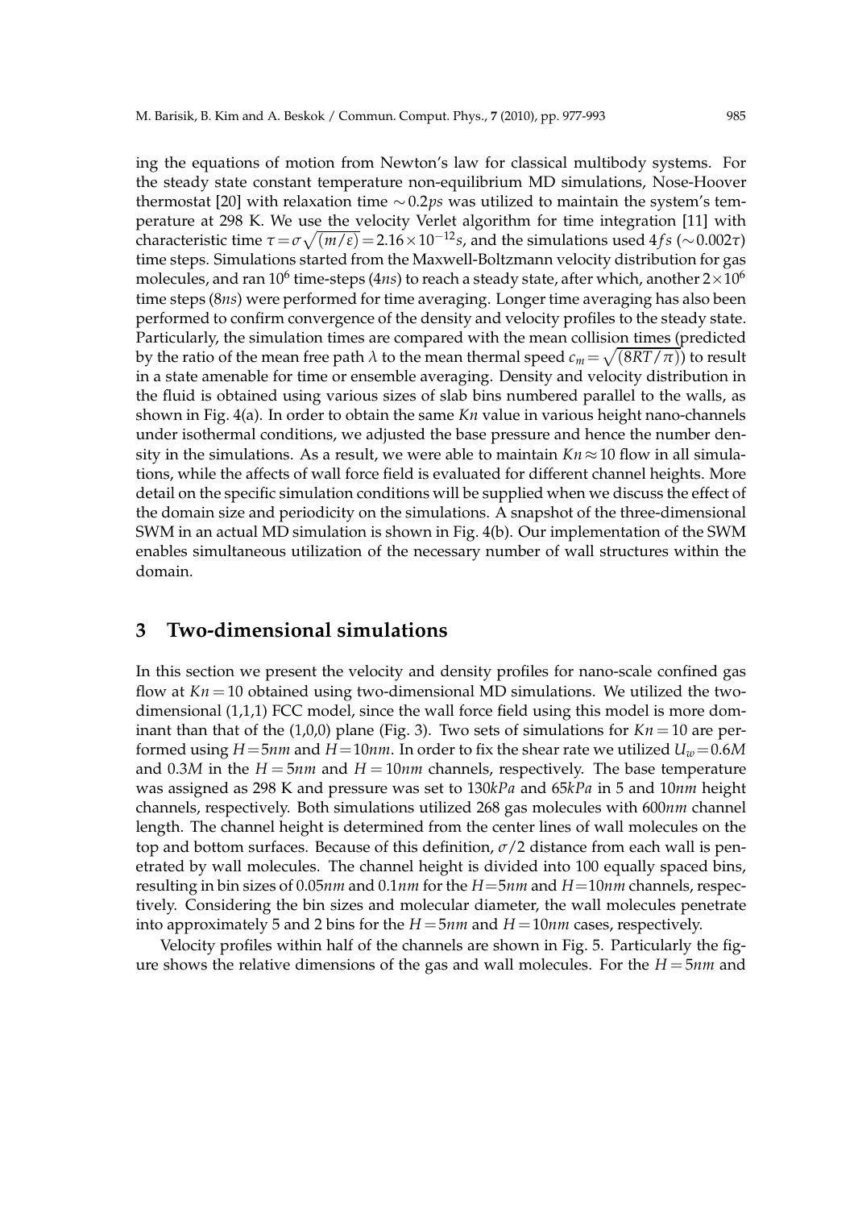ing the equations of motion from Newton's law for classical multibody systems. For the steady state constant temperature non-equilibrium MD simulations, Nose-Hoover thermostat [20] with relaxation time $\sim 0.2ps$ was utilized to maintain the system's temperature at 298 K. We use the velocity Verlet algorithm for time integration [11] with characteristic time $\tau = \sigma\sqrt{(m/\varepsilon)} = 2.16\times 10^{-12}s$, and the simulations used $4fs$ ($\sim 0.002\tau$) time steps. Simulations started from the Maxwell-Boltzmann velocity distribution for gas molecules, and ran $10^6$ time-steps ($4ns$) to reach a steady state, after which, another $2\times 10^6$ time steps ($8ns$) were performed for time averaging. Longer time averaging has also been performed to confirm convergence of the density and velocity profiles to the steady state. Particularly, the simulation times are compared with the mean collision times (predicted by the ratio of the mean free path $\lambda$ to the mean thermal speed $c_m = \sqrt{(8RT/\pi)}$) to result in a state amenable for time or ensemble averaging. Density and velocity distribution in the fluid is obtained using various sizes of slab bins numbered parallel to the walls, as shown in Fig. 4(a). In order to obtain the same $Kn$ value in various height nano-channels under isothermal conditions, we adjusted the base pressure and hence the number density in the simulations. As a result, we were able to maintain $Kn \approx 10$ flow in all simulations, while the affects of wall force field is evaluated for different channel heights. More detail on the specific simulation conditions will be supplied when we discuss the effect of the domain size and periodicity on the simulations. A snapshot of the three-dimensional SWM in an actual MD simulation is shown in Fig. 4(b). Our implementation of the SWM enables simultaneous utilization of the necessary number of wall structures within the domain.

## 3 Two-dimensional simulations

In this section we present the velocity and density profiles for nano-scale confined gas flow at $Kn = 10$ obtained using two-dimensional MD simulations. We utilized the two-dimensional (1,1,1) FCC model, since the wall force field using this model is more dominant than that of the (1,0,0) plane (Fig. 3). Two sets of simulations for $Kn = 10$ are performed using $H = 5nm$ and $H = 10nm$. In order to fix the shear rate we utilized $U_w = 0.6M$ and $0.3M$ in the $H = 5nm$ and $H = 10nm$ channels, respectively. The base temperature was assigned as 298 K and pressure was set to $130kPa$ and $65kPa$ in 5 and $10nm$ height channels, respectively. Both simulations utilized 268 gas molecules with $600nm$ channel length. The channel height is determined from the center lines of wall molecules on the top and bottom surfaces. Because of this definition, $\sigma/2$ distance from each wall is penetrated by wall molecules. The channel height is divided into 100 equally spaced bins, resulting in bin sizes of $0.05nm$ and $0.1nm$ for the $H = 5nm$ and $H = 10nm$ channels, respectively. Considering the bin sizes and molecular diameter, the wall molecules penetrate into approximately 5 and 2 bins for the $H = 5nm$ and $H = 10nm$ cases, respectively.

Velocity profiles within half of the channels are shown in Fig. 5. Particularly the figure shows the relative dimensions of the gas and wall molecules. For the $H = 5nm$ and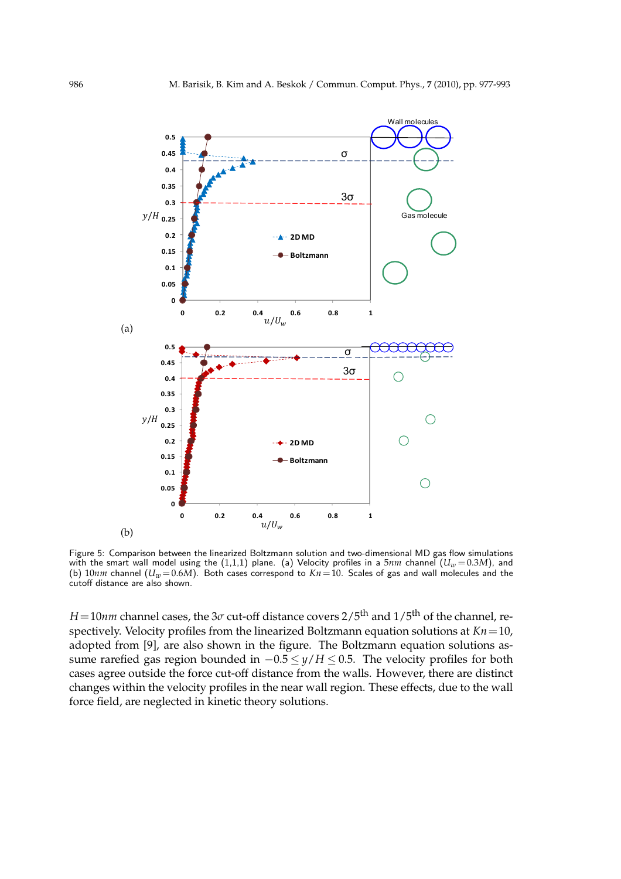Figure 5: Comparison between the linearized Boltzmann solution and two-dimensional MD gas flow simulations with the smart wall model using the (1,1,1) plane. (a) Velocity profiles in a $5nm$ channel ($U_w = 0.3M$), and (b) $10nm$ channel ($U_w = 0.6M$). Both cases correspond to $Kn = 10$. Scales of gas and wall molecules and the cutoff distance are also shown.

$H = 10nm$ channel cases, the $3\sigma$ cut-off distance covers $2/5^{\text{th}}$ and $1/5^{\text{th}}$ of the channel, respectively. Velocity profiles from the linearized Boltzmann equation solutions at $Kn = 10$, adopted from [9], are also shown in the figure. The Boltzmann equation solutions assume rarefied gas region bounded in $-0.5 \leq y/H \leq 0.5$. The velocity profiles for both cases agree outside the force cut-off distance from the walls. However, there are distinct changes within the velocity profiles in the near wall region. These effects, due to the wall force field, are neglected in kinetic theory solutions.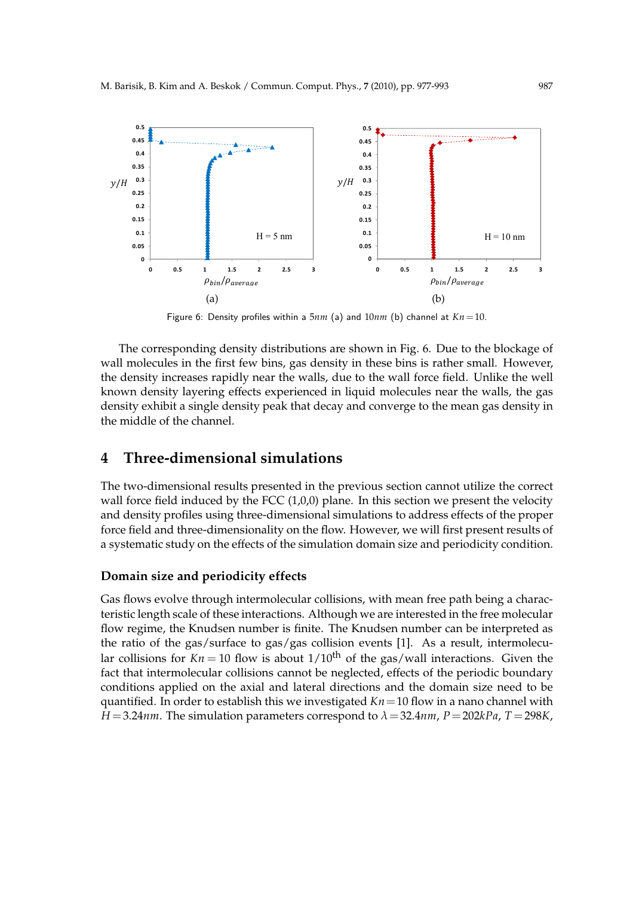Figure 6: Density profiles within a $5nm$ (a) and $10nm$ (b) channel at $Kn = 10$.

The corresponding density distributions are shown in Fig. 6. Due to the blockage of wall molecules in the first few bins, gas density in these bins is rather small. However, the density increases rapidly near the walls, due to the wall force field. Unlike the well known density layering effects experienced in liquid molecules near the walls, the gas density exhibit a single density peak that decay and converge to the mean gas density in the middle of the channel.

# 4 Three-dimensional simulations

The two-dimensional results presented in the previous section cannot utilize the correct wall force field induced by the FCC (1,0,0) plane. In this section we present the velocity and density profiles using three-dimensional simulations to address effects of the proper force field and three-dimensionality on the flow. However, we will first present results of a systematic study on the effects of the simulation domain size and periodicity condition.

### Domain size and periodicity effects

Gas flows evolve through intermolecular collisions, with mean free path being a characteristic length scale of these interactions. Although we are interested in the free molecular flow regime, the Knudsen number is finite. The Knudsen number can be interpreted as the ratio of the gas/surface to gas/gas collision events [1]. As a result, intermolecular collisions for $Kn = 10$ flow is about $1/10^{\text{th}}$ of the gas/wall interactions. Given the fact that intermolecular collisions cannot be neglected, effects of the periodic boundary conditions applied on the axial and lateral directions and the domain size need to be quantified. In order to establish this we investigated $Kn = 10$ flow in a nano channel with $H = 3.24nm$. The simulation parameters correspond to $\lambda = 32.4nm$, $P = 202kPa$, $T = 298K$,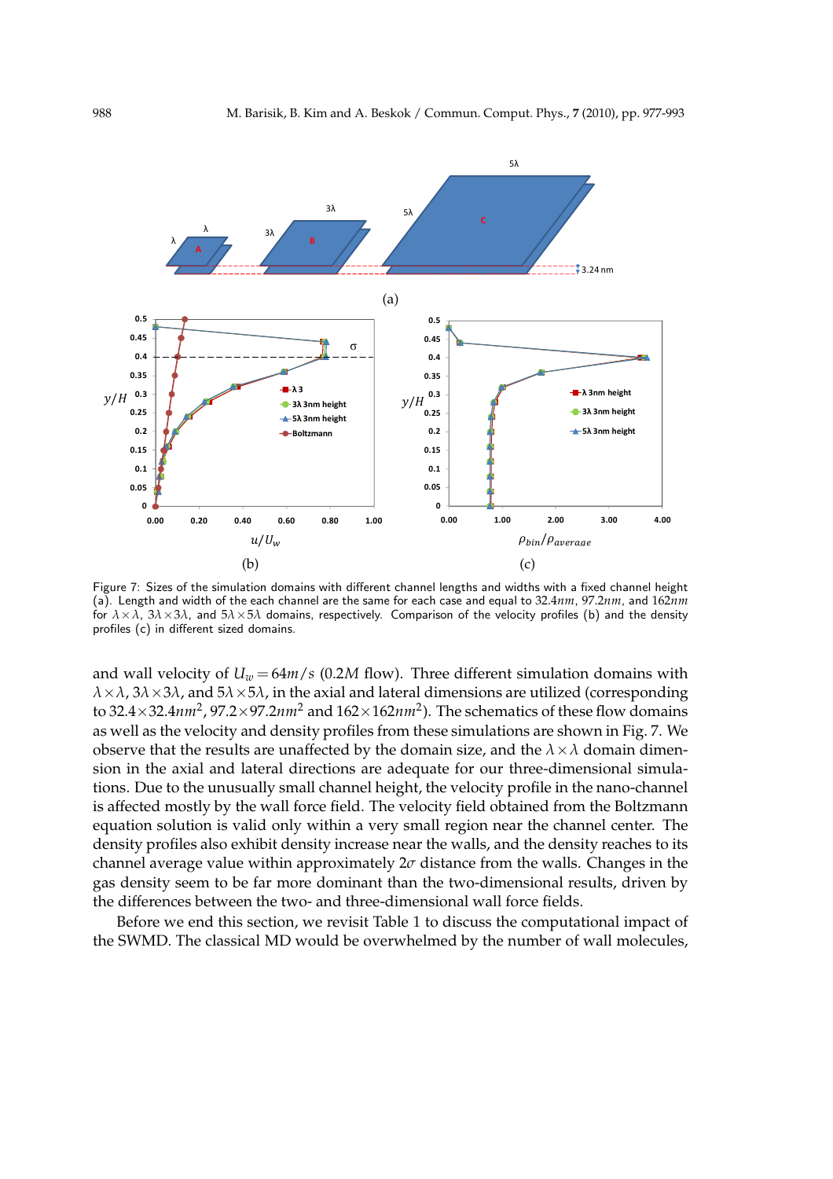Figure 7: Sizes of the simulation domains with different channel lengths and widths with a fixed channel height (a). Length and width of the each channel are the same for each case and equal to $32.4nm$, $97.2nm$, and $162nm$ for $\lambda\times\lambda$, $3\lambda\times3\lambda$, and $5\lambda\times5\lambda$ domains, respectively. Comparison of the velocity profiles (b) and the density profiles (c) in different sized domains.

and wall velocity of $U_w = 64m/s$ ($0.2M$ flow). Three different simulation domains with $\lambda\times\lambda$, $3\lambda\times3\lambda$, and $5\lambda\times5\lambda$, in the axial and lateral dimensions are utilized (corresponding to $32.4\times32.4nm^2$, $97.2\times97.2nm^2$ and $162\times162nm^2$). The schematics of these flow domains as well as the velocity and density profiles from these simulations are shown in Fig. 7. We observe that the results are unaffected by the domain size, and the $\lambda\times\lambda$ domain dimension in the axial and lateral directions are adequate for our three-dimensional simulations. Due to the unusually small channel height, the velocity profile in the nano-channel is affected mostly by the wall force field. The velocity field obtained from the Boltzmann equation solution is valid only within a very small region near the channel center. The density profiles also exhibit density increase near the walls, and the density reaches to its channel average value within approximately $2\sigma$ distance from the walls. Changes in the gas density seem to be far more dominant than the two-dimensional results, driven by the differences between the two- and three-dimensional wall force fields.

Before we end this section, we revisit Table 1 to discuss the computational impact of the SWMD. The classical MD would be overwhelmed by the number of wall molecules,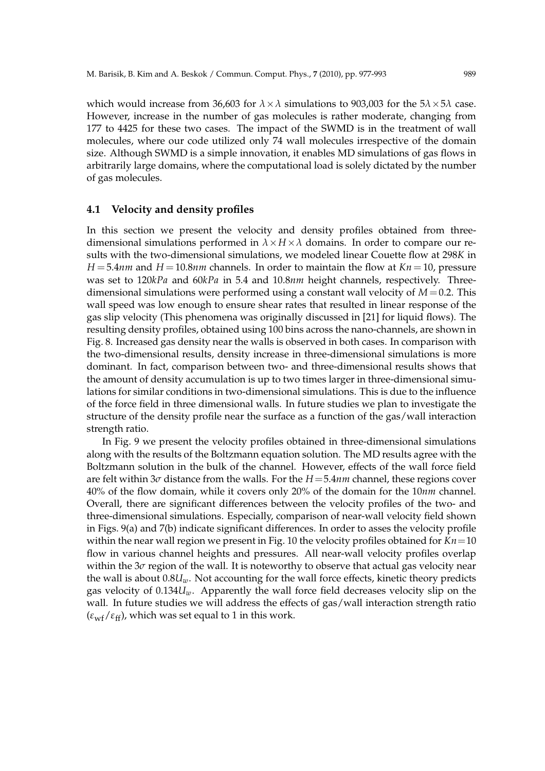which would increase from 36,603 for $\lambda\times\lambda$ simulations to 903,003 for the $5\lambda\times5\lambda$ case. However, increase in the number of gas molecules is rather moderate, changing from 177 to 4425 for these two cases. The impact of the SWMD is in the treatment of wall molecules, where our code utilized only 74 wall molecules irrespective of the domain size. Although SWMD is a simple innovation, it enables MD simulations of gas flows in arbitrarily large domains, where the computational load is solely dictated by the number of gas molecules.

### 4.1 Velocity and density profiles

In this section we present the velocity and density profiles obtained from three-dimensional simulations performed in $\lambda\times H\times\lambda$ domains. In order to compare our results with the two-dimensional simulations, we modeled linear Couette flow at $298K$ in $H=5.4nm$ and $H=10.8nm$ channels. In order to maintain the flow at $Kn=10$, pressure was set to $120kPa$ and $60kPa$ in 5.4 and $10.8nm$ height channels, respectively. Three-dimensional simulations were performed using a constant wall velocity of $M=0.2$. This wall speed was low enough to ensure shear rates that resulted in linear response of the gas slip velocity (This phenomena was originally discussed in [21] for liquid flows). The resulting density profiles, obtained using 100 bins across the nano-channels, are shown in Fig. 8. Increased gas density near the walls is observed in both cases. In comparison with the two-dimensional results, density increase in three-dimensional simulations is more dominant. In fact, comparison between two- and three-dimensional results shows that the amount of density accumulation is up to two times larger in three-dimensional simulations for similar conditions in two-dimensional simulations. This is due to the influence of the force field in three dimensional walls. In future studies we plan to investigate the structure of the density profile near the surface as a function of the gas/wall interaction strength ratio.

In Fig. 9 we present the velocity profiles obtained in three-dimensional simulations along with the results of the Boltzmann equation solution. The MD results agree with the Boltzmann solution in the bulk of the channel. However, effects of the wall force field are felt within $3\sigma$ distance from the walls. For the $H=5.4nm$ channel, these regions cover 40% of the flow domain, while it covers only 20% of the domain for the $10nm$ channel. Overall, there are significant differences between the velocity profiles of the two- and three-dimensional simulations. Especially, comparison of near-wall velocity field shown in Figs. 9(a) and 7(b) indicate significant differences. In order to asses the velocity profile within the near wall region we present in Fig. 10 the velocity profiles obtained for $Kn=10$ flow in various channel heights and pressures. All near-wall velocity profiles overlap within the $3\sigma$ region of the wall. It is noteworthy to observe that actual gas velocity near the wall is about $0.8U_w$. Not accounting for the wall force effects, kinetic theory predicts gas velocity of $0.134U_w$. Apparently the wall force field decreases velocity slip on the wall. In future studies we will address the effects of gas/wall interaction strength ratio ($\varepsilon_{\mathrm{wf}}/\varepsilon_{\mathrm{ff}}$), which was set equal to 1 in this work.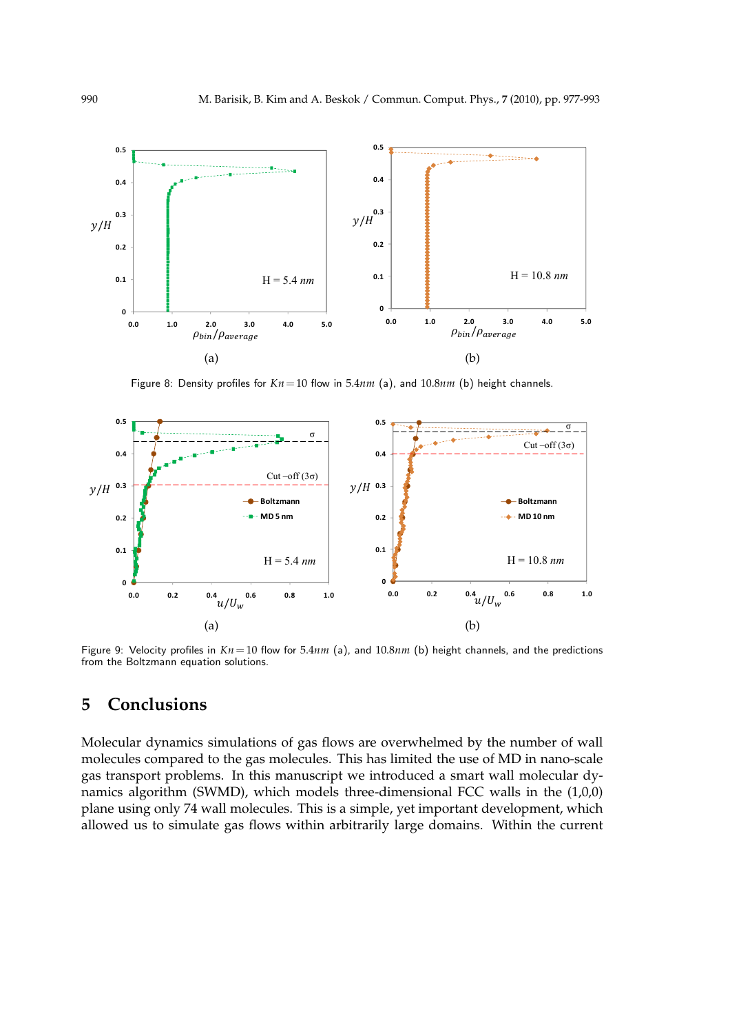Figure 8: Density profiles for $Kn=10$ flow in $5.4nm$ (a), and $10.8nm$ (b) height channels.

Figure 9: Velocity profiles in $Kn=10$ flow for $5.4nm$ (a), and $10.8nm$ (b) height channels, and the predictions from the Boltzmann equation solutions.

## 5 Conclusions

Molecular dynamics simulations of gas flows are overwhelmed by the number of wall molecules compared to the gas molecules. This has limited the use of MD in nano-scale gas transport problems. In this manuscript we introduced a smart wall molecular dynamics algorithm (SWMD), which models three-dimensional FCC walls in the (1,0,0) plane using only 74 wall molecules. This is a simple, yet important development, which allowed us to simulate gas flows within arbitrarily large domains. Within the current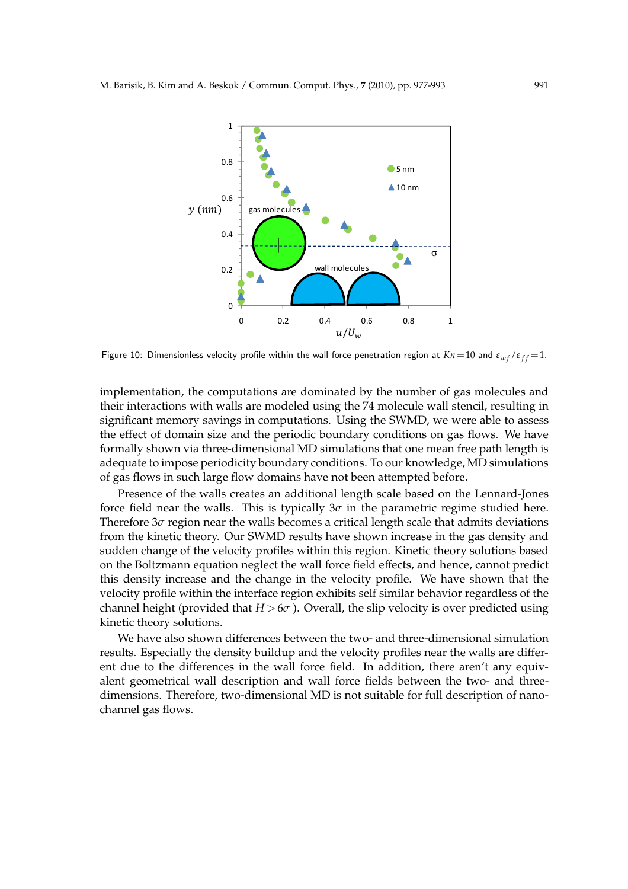Figure 10: Dimensionless velocity profile within the wall force penetration region at $Kn = 10$ and $\varepsilon_{wf}/\varepsilon_{ff} = 1$.

implementation, the computations are dominated by the number of gas molecules and their interactions with walls are modeled using the 74 molecule wall stencil, resulting in significant memory savings in computations. Using the SWMD, we were able to assess the effect of domain size and the periodic boundary conditions on gas flows. We have formally shown via three-dimensional MD simulations that one mean free path length is adequate to impose periodicity boundary conditions. To our knowledge, MD simulations of gas flows in such large flow domains have not been attempted before.

Presence of the walls creates an additional length scale based on the Lennard-Jones force field near the walls. This is typically $3\sigma$ in the parametric regime studied here. Therefore $3\sigma$ region near the walls becomes a critical length scale that admits deviations from the kinetic theory. Our SWMD results have shown increase in the gas density and sudden change of the velocity profiles within this region. Kinetic theory solutions based on the Boltzmann equation neglect the wall force field effects, and hence, cannot predict this density increase and the change in the velocity profile. We have shown that the velocity profile within the interface region exhibits self similar behavior regardless of the channel height (provided that $H > 6\sigma$ ). Overall, the slip velocity is over predicted using kinetic theory solutions.

We have also shown differences between the two- and three-dimensional simulation results. Especially the density buildup and the velocity profiles near the walls are different due to the differences in the wall force field. In addition, there aren't any equivalent geometrical wall description and wall force fields between the two- and three-dimensions. Therefore, two-dimensional MD is not suitable for full description of nano-channel gas flows.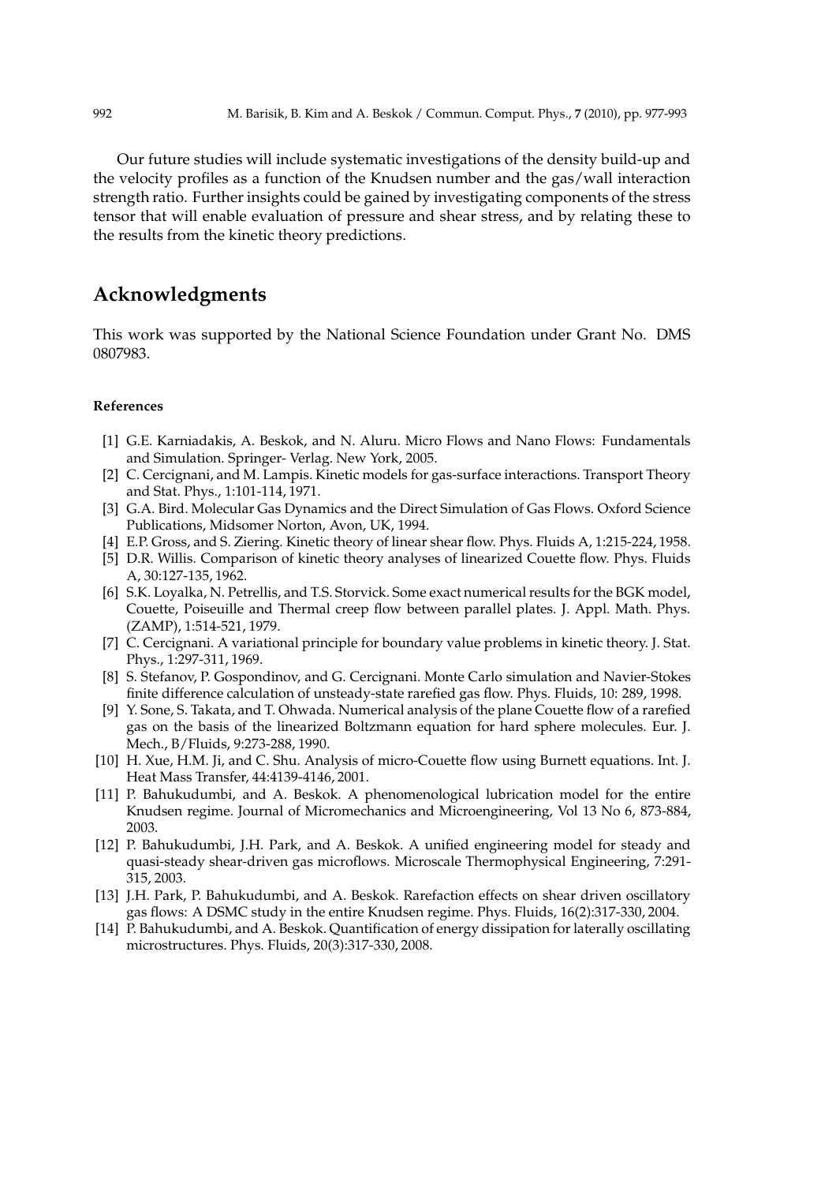Our future studies will include systematic investigations of the density build-up and the velocity profiles as a function of the Knudsen number and the gas/wall interaction strength ratio. Further insights could be gained by investigating components of the stress tensor that will enable evaluation of pressure and shear stress, and by relating these to the results from the kinetic theory predictions.

## Acknowledgments

This work was supported by the National Science Foundation under Grant No. DMS 0807983.

### References

[1] G.E. Karniadakis, A. Beskok, and N. Aluru. Micro Flows and Nano Flows: Fundamentals and Simulation. Springer- Verlag. New York, 2005.

[2] C. Cercignani, and M. Lampis. Kinetic models for gas-surface interactions. Transport Theory and Stat. Phys., 1:101-114, 1971.

[3] G.A. Bird. Molecular Gas Dynamics and the Direct Simulation of Gas Flows. Oxford Science Publications, Midsomer Norton, Avon, UK, 1994.

[4] E.P. Gross, and S. Ziering. Kinetic theory of linear shear flow. Phys. Fluids A, 1:215-224, 1958.

[5] D.R. Willis. Comparison of kinetic theory analyses of linearized Couette flow. Phys. Fluids A, 30:127-135, 1962.

[6] S.K. Loyalka, N. Petrellis, and T.S. Storvick. Some exact numerical results for the BGK model, Couette, Poiseuille and Thermal creep flow between parallel plates. J. Appl. Math. Phys. (ZAMP), 1:514-521, 1979.

[7] C. Cercignani. A variational principle for boundary value problems in kinetic theory. J. Stat. Phys., 1:297-311, 1969.

[8] S. Stefanov, P. Gospondinov, and G. Cercignani. Monte Carlo simulation and Navier-Stokes finite difference calculation of unsteady-state rarefied gas flow. Phys. Fluids, 10: 289, 1998.

[9] Y. Sone, S. Takata, and T. Ohwada. Numerical analysis of the plane Couette flow of a rarefied gas on the basis of the linearized Boltzmann equation for hard sphere molecules. Eur. J. Mech., B/Fluids, 9:273-288, 1990.

[10] H. Xue, H.M. Ji, and C. Shu. Analysis of micro-Couette flow using Burnett equations. Int. J. Heat Mass Transfer, 44:4139-4146, 2001.

[11] P. Bahukudumbi, and A. Beskok. A phenomenological lubrication model for the entire Knudsen regime. Journal of Micromechanics and Microengineering, Vol 13 No 6, 873-884, 2003.

[12] P. Bahukudumbi, J.H. Park, and A. Beskok. A unified engineering model for steady and quasi-steady shear-driven gas microflows. Microscale Thermophysical Engineering, 7:291-315, 2003.

[13] J.H. Park, P. Bahukudumbi, and A. Beskok. Rarefaction effects on shear driven oscillatory gas flows: A DSMC study in the entire Knudsen regime. Phys. Fluids, 16(2):317-330, 2004.

[14] P. Bahukudumbi, and A. Beskok. Quantification of energy dissipation for laterally oscillating microstructures. Phys. Fluids, 20(3):317-330, 2008.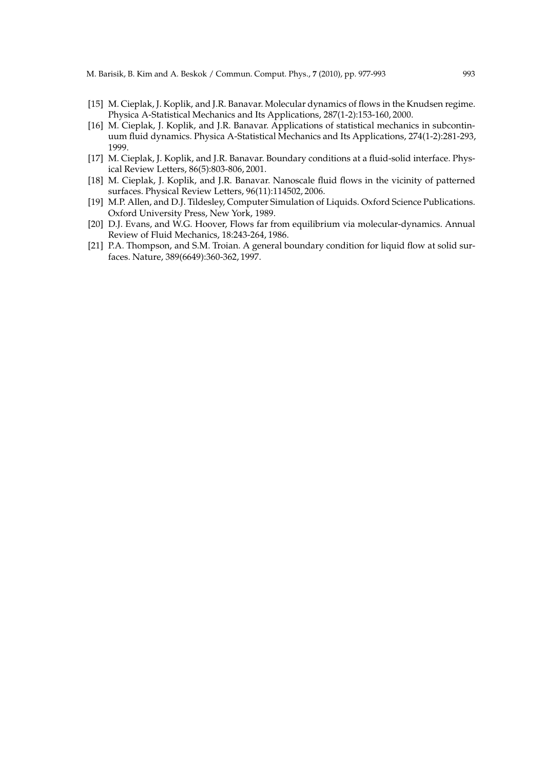[15] M. Cieplak, J. Koplik, and J.R. Banavar. Molecular dynamics of flows in the Knudsen regime. Physica A-Statistical Mechanics and Its Applications, 287(1-2):153-160, 2000.

[16] M. Cieplak, J. Koplik, and J.R. Banavar. Applications of statistical mechanics in subcontinuum fluid dynamics. Physica A-Statistical Mechanics and Its Applications, 274(1-2):281-293, 1999.

[17] M. Cieplak, J. Koplik, and J.R. Banavar. Boundary conditions at a fluid-solid interface. Physical Review Letters, 86(5):803-806, 2001.

[18] M. Cieplak, J. Koplik, and J.R. Banavar. Nanoscale fluid flows in the vicinity of patterned surfaces. Physical Review Letters, 96(11):114502, 2006.

[19] M.P. Allen, and D.J. Tildesley, Computer Simulation of Liquids. Oxford Science Publications. Oxford University Press, New York, 1989.

[20] D.J. Evans, and W.G. Hoover, Flows far from equilibrium via molecular-dynamics. Annual Review of Fluid Mechanics, 18:243-264, 1986.

[21] P.A. Thompson, and S.M. Troian. A general boundary condition for liquid flow at solid surfaces. Nature, 389(6649):360-362, 1997.